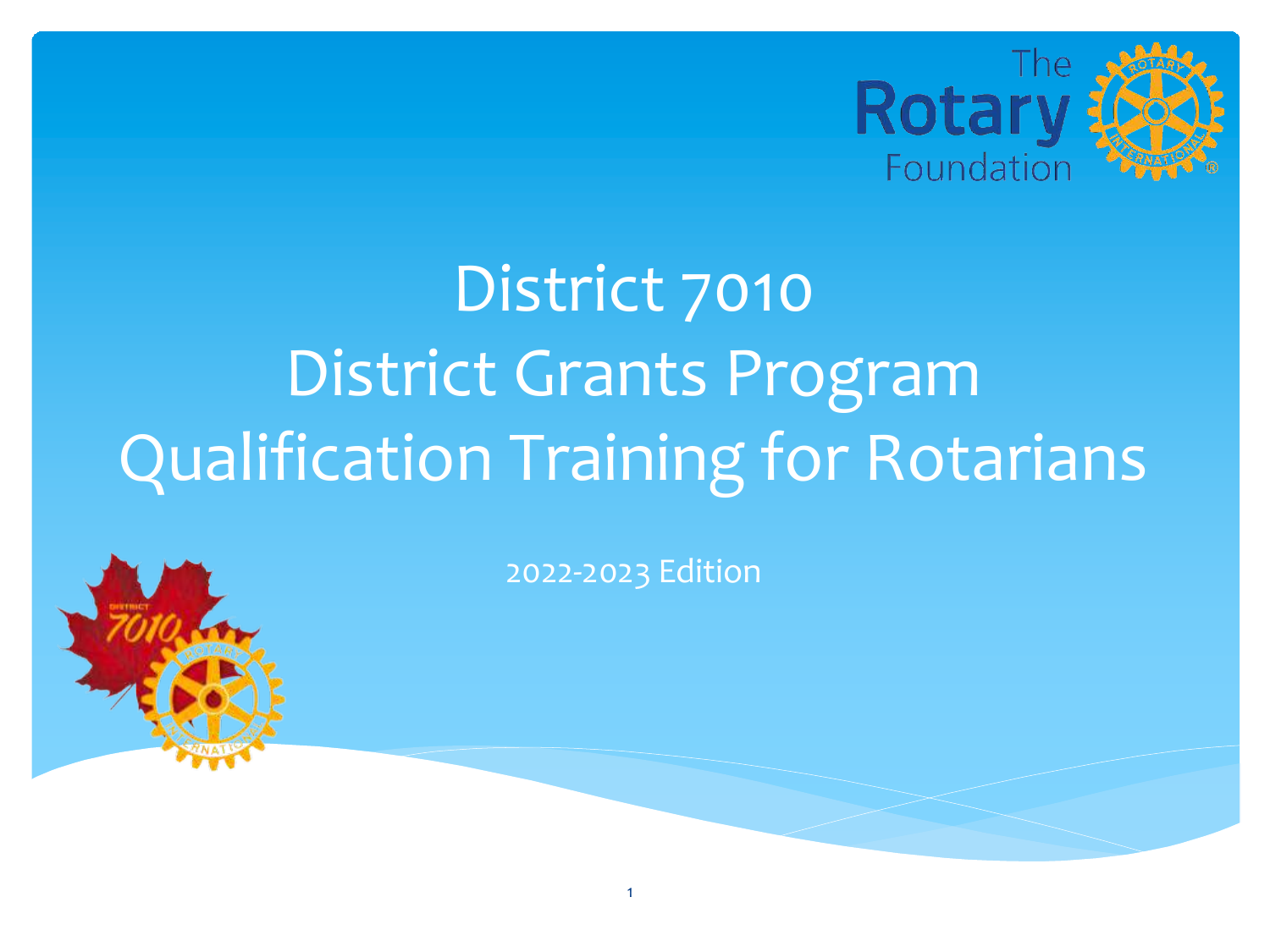# District 7010
# District Grants Program
# Qualification Training for Rotarians

2022-2023 Edition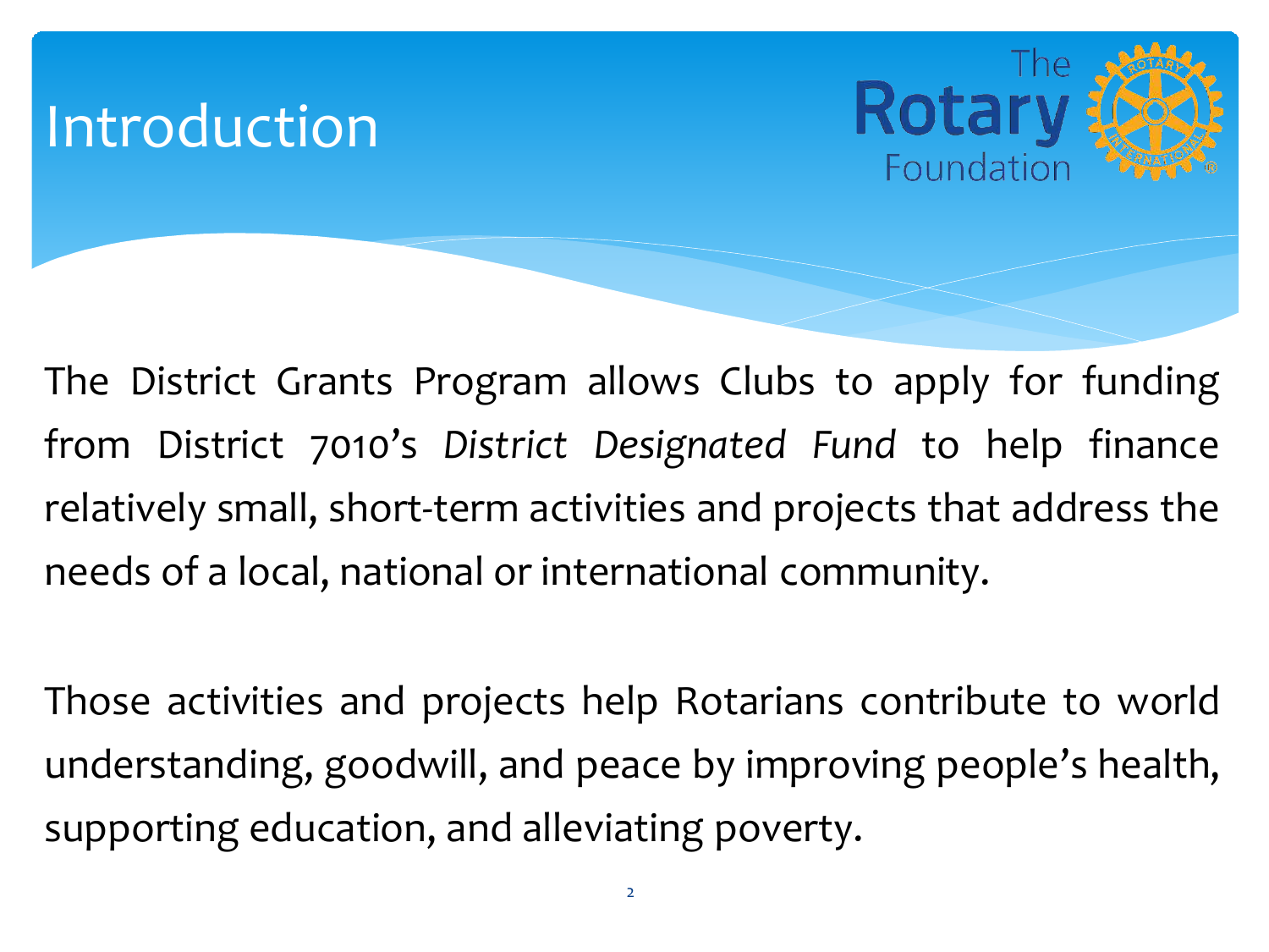# Introduction

The District Grants Program allows Clubs to apply for funding from District 7010's *District Designated Fund* to help finance relatively small, short-term activities and projects that address the needs of a local, national or international community.

Those activities and projects help Rotarians contribute to world understanding, goodwill, and peace by improving people's health, supporting education, and alleviating poverty.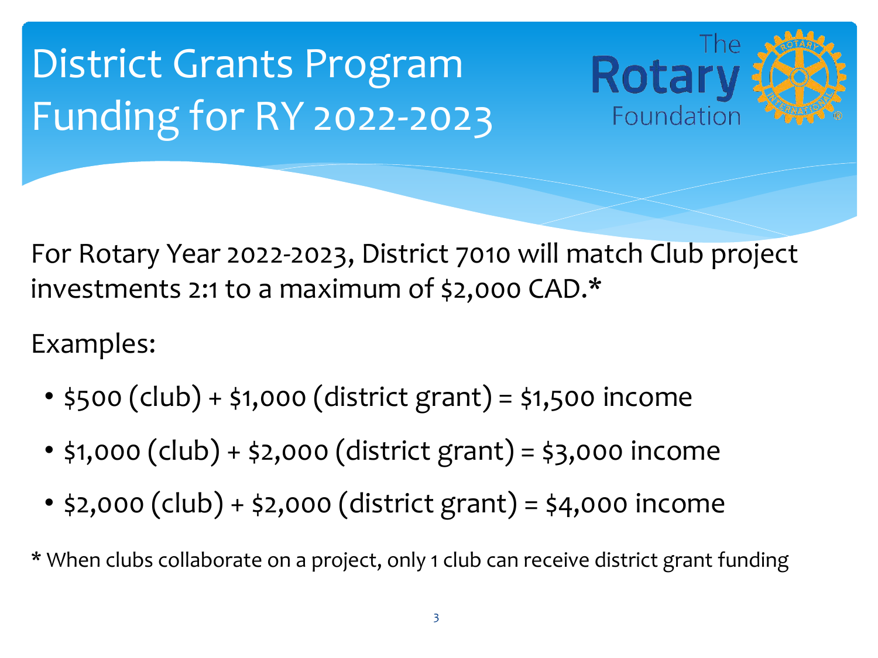# District Grants Program Funding for RY 2022-2023

For Rotary Year 2022-2023, District 7010 will match Club project investments 2:1 to a maximum of $2,000 CAD.*

Examples:

- $500 (club) + $1,000 (district grant) = $1,500 income
- $1,000 (club) + $2,000 (district grant) = $3,000 income
- $2,000 (club) + $2,000 (district grant) = $4,000 income

* When clubs collaborate on a project, only 1 club can receive district grant funding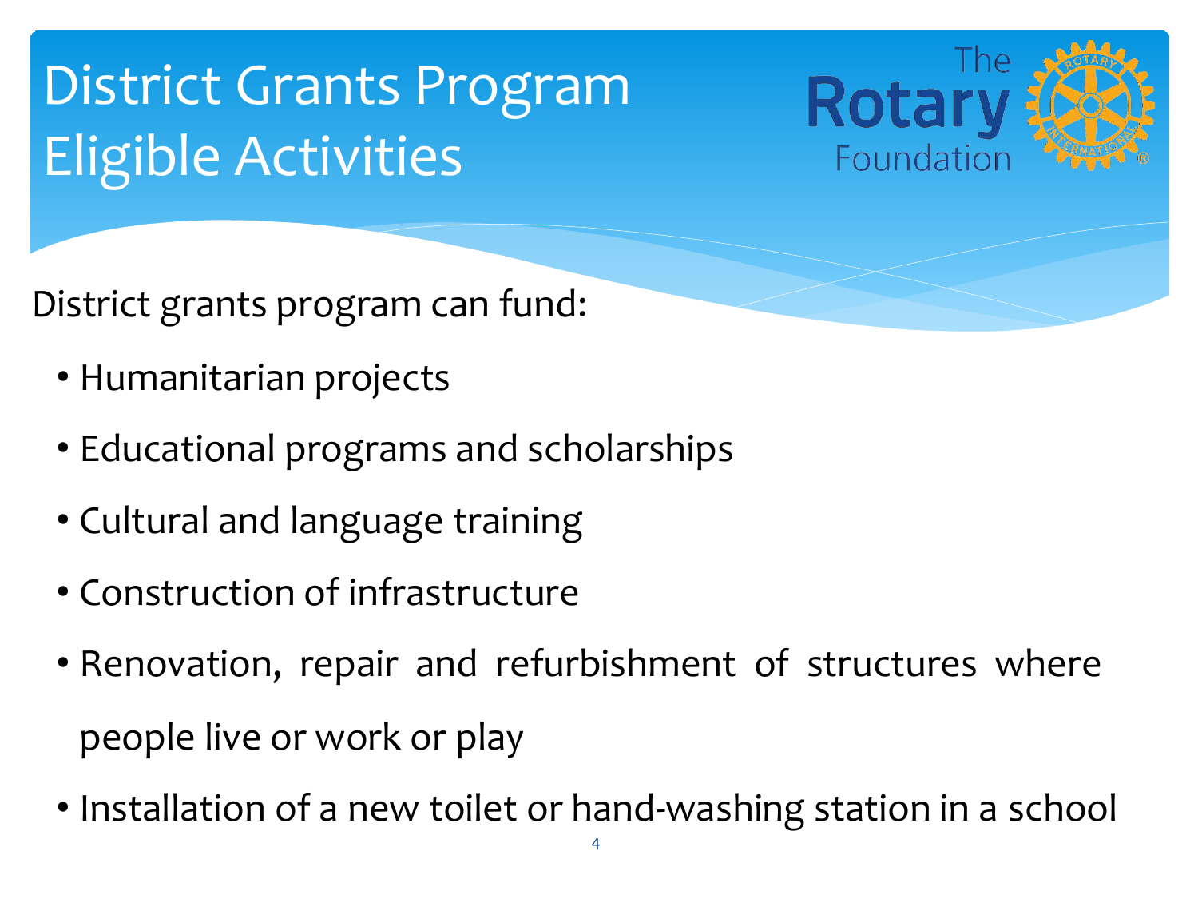# District Grants Program Eligible Activities

District grants program can fund:

- Humanitarian projects
- Educational programs and scholarships
- Cultural and language training
- Construction of infrastructure
- Renovation, repair and refurbishment of structures where people live or work or play
- Installation of a new toilet or hand-washing station in a school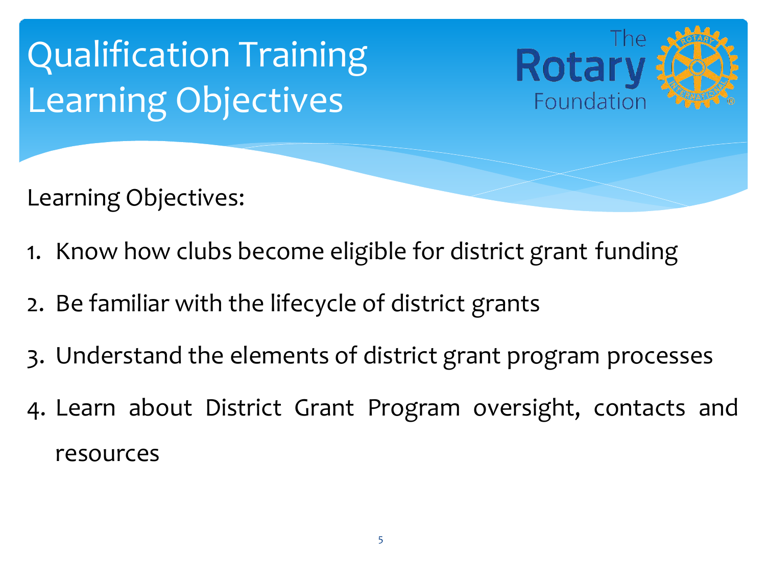# Qualification Training Learning Objectives

Learning Objectives:

1. Know how clubs become eligible for district grant funding
2. Be familiar with the lifecycle of district grants
3. Understand the elements of district grant program processes
4. Learn about District Grant Program oversight, contacts and resources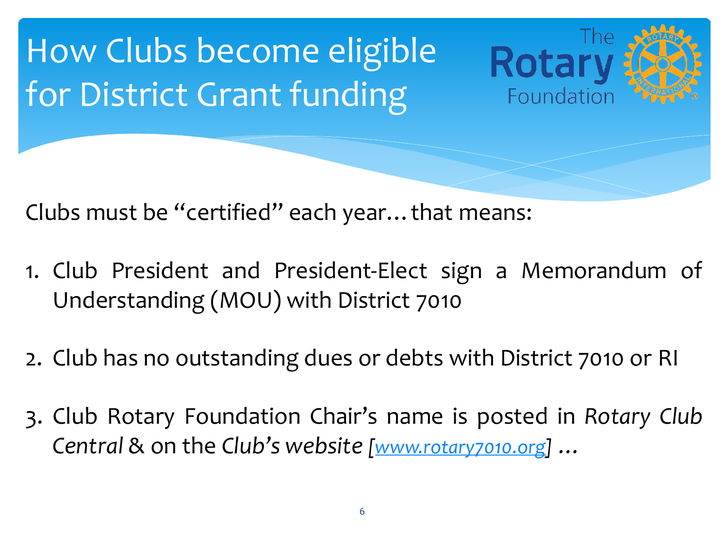# How Clubs become eligible for District Grant funding

The Rotary Foundation

Clubs must be "certified" each year… that means:

1. Club President and President-Elect sign a Memorandum of Understanding (MOU) with District 7010

2. Club has no outstanding dues or debts with District 7010 or RI

3. Club Rotary Foundation Chair's name is posted in *Rotary Club Central* & on the *Club's website [[www.rotary7010.org](http://www.rotary7010.org)] …*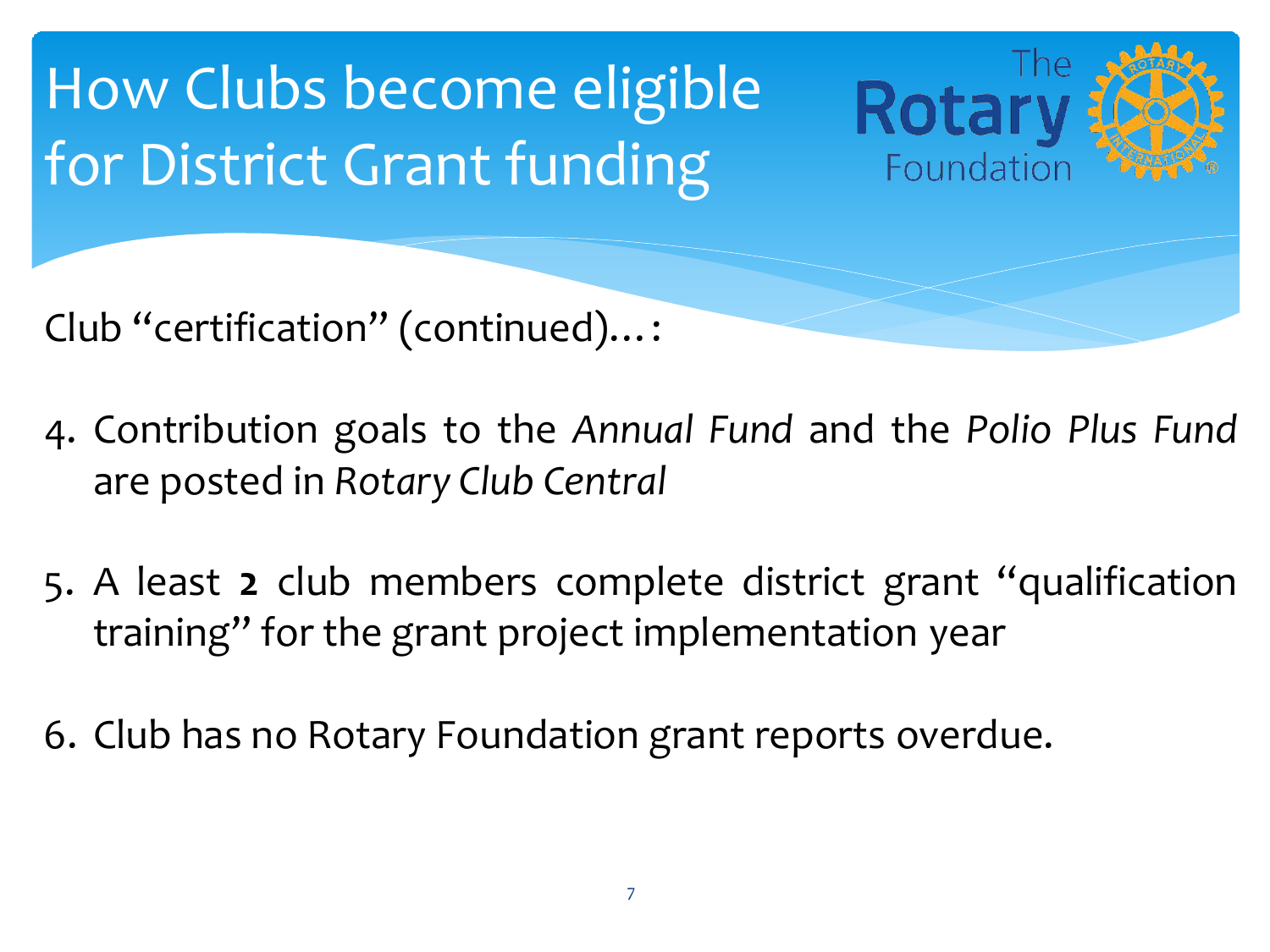# How Clubs become eligible for District Grant funding

Club "certification" (continued)… :

4. Contribution goals to the *Annual Fund* and the *Polio Plus Fund* are posted in *Rotary Club Central*

5. A least **2** club members complete district grant "qualification training" for the grant project implementation year

6. Club has no Rotary Foundation grant reports overdue.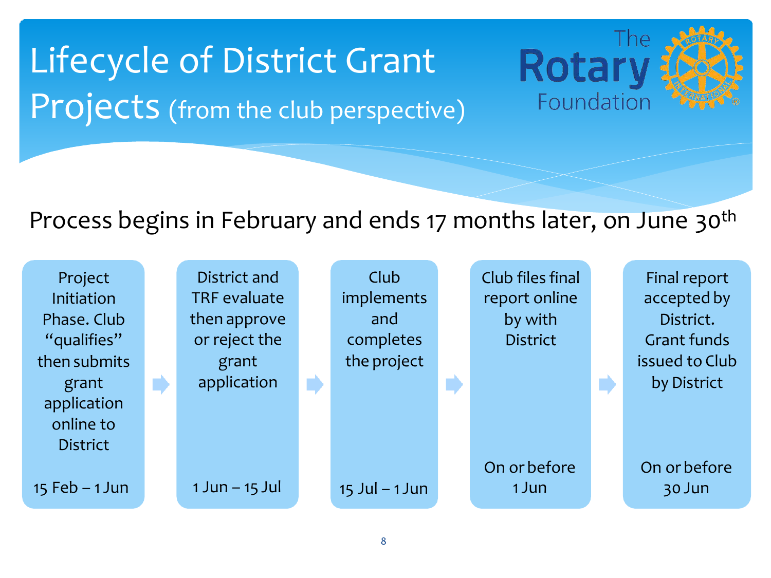# Lifecycle of District Grant Projects (from the club perspective)

The Rotary Foundation

Process begins in February and ends 17 months later, on June 30th

| Step | Description | Timing |
|---|---|---|
| 1 | Project Initiation Phase. Club "qualifies" then submits grant application online to District | 15 Feb – 1 Jun |
| 2 | District and TRF evaluate then approve or reject the grant application | 1 Jun – 15 Jul |
| 3 | Club implements and completes the project | 15 Jul – 1 Jun |
| 4 | Club files final report online by with District | On or before 1 Jun |
| 5 | Final report accepted by District. Grant funds issued to Club by District | On or before 30 Jun |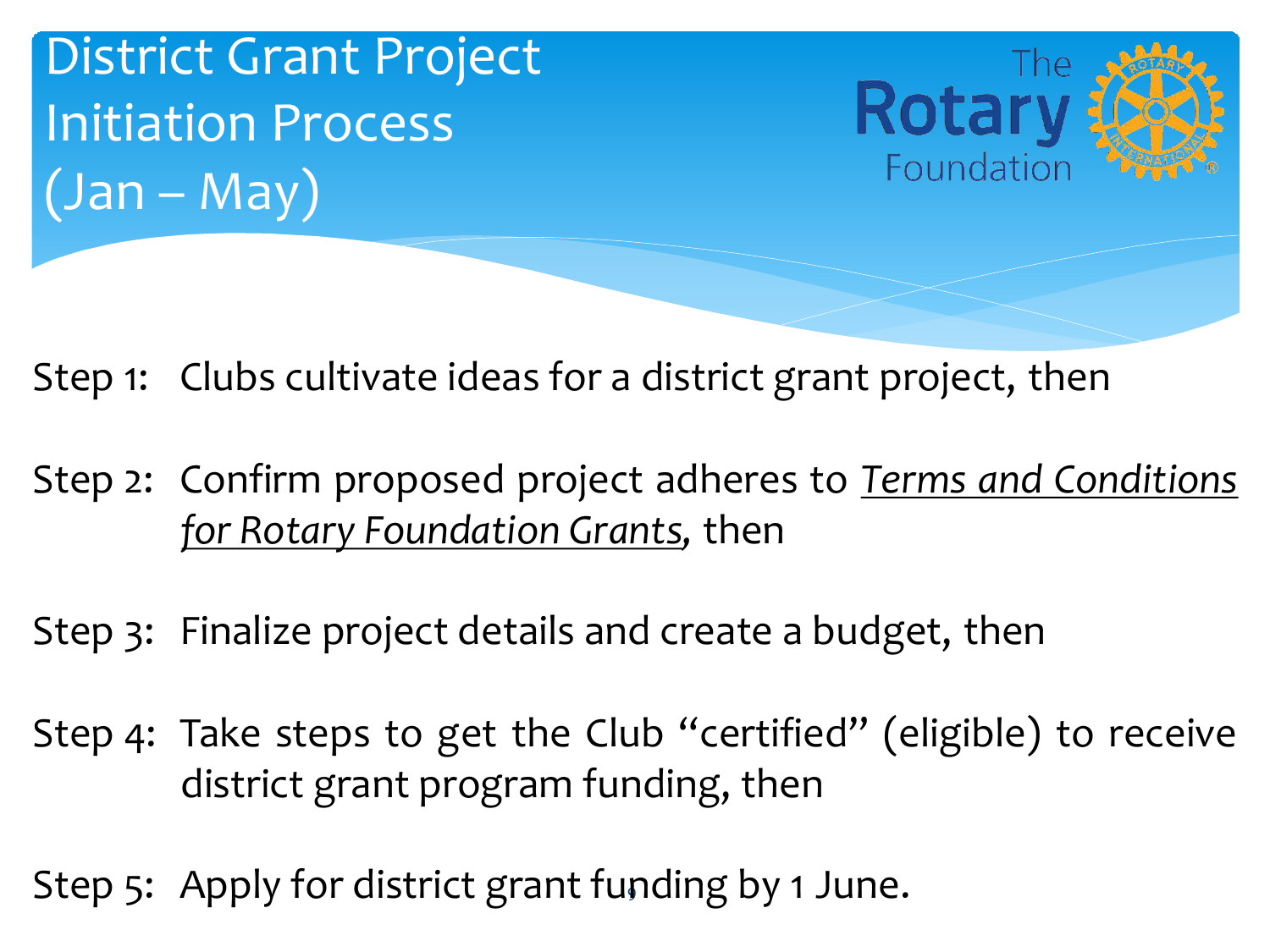# District Grant Project Initiation Process (Jan – May)

The Rotary Foundation

Step 1: Clubs cultivate ideas for a district grant project, then

Step 2: Confirm proposed project adheres to *Terms and Conditions for Rotary Foundation Grants*, then

Step 3: Finalize project details and create a budget, then

Step 4: Take steps to get the Club "certified" (eligible) to receive district grant program funding, then

Step 5: Apply for district grant funding by 1 June.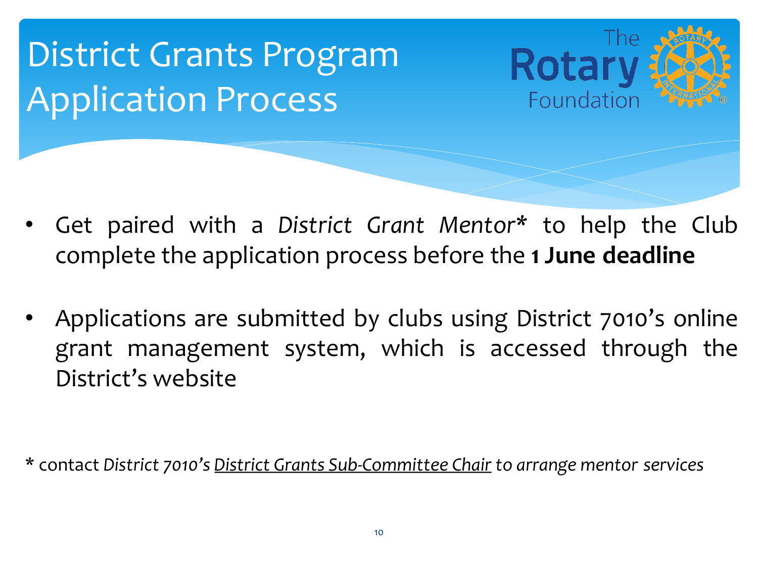# District Grants Program Application Process

The Rotary Foundation

- Get paired with a *District Grant Mentor** to help the Club complete the application process before the **1 June deadline**

- Applications are submitted by clubs using District 7010's online grant management system, which is accessed through the District's website

\* contact *District 7010's District Grants Sub-Committee Chair to arrange mentor services*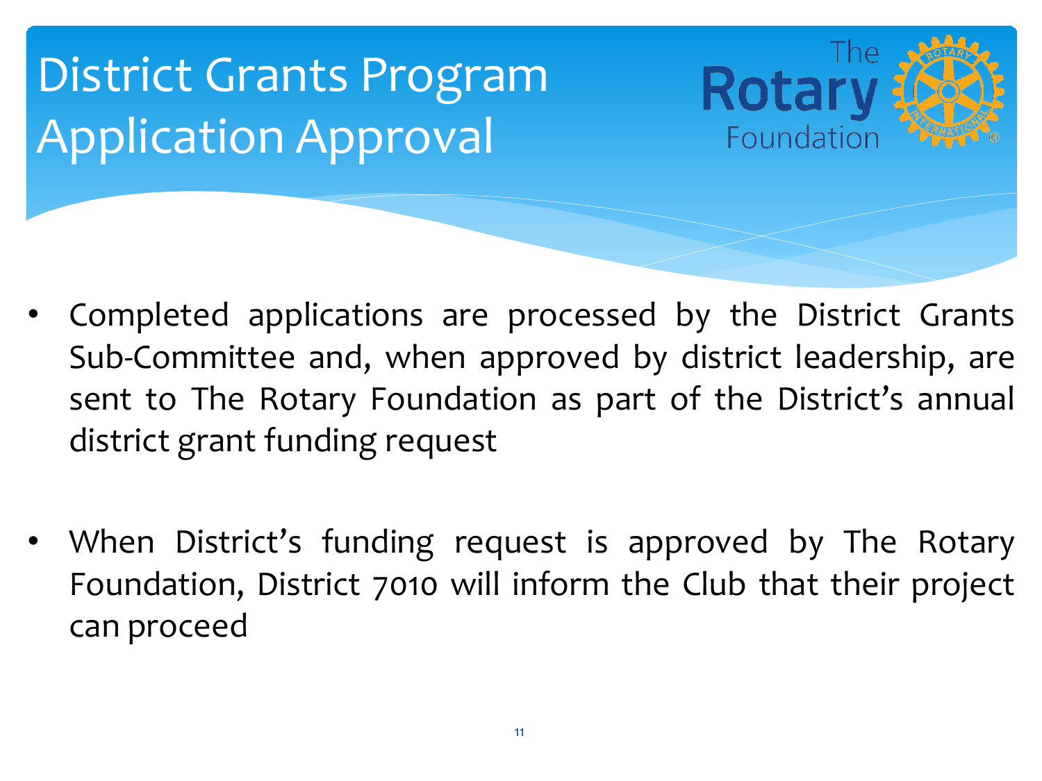# District Grants Program Application Approval

- Completed applications are processed by the District Grants Sub-Committee and, when approved by district leadership, are sent to The Rotary Foundation as part of the District's annual district grant funding request

- When District's funding request is approved by The Rotary Foundation, District 7010 will inform the Club that their project can proceed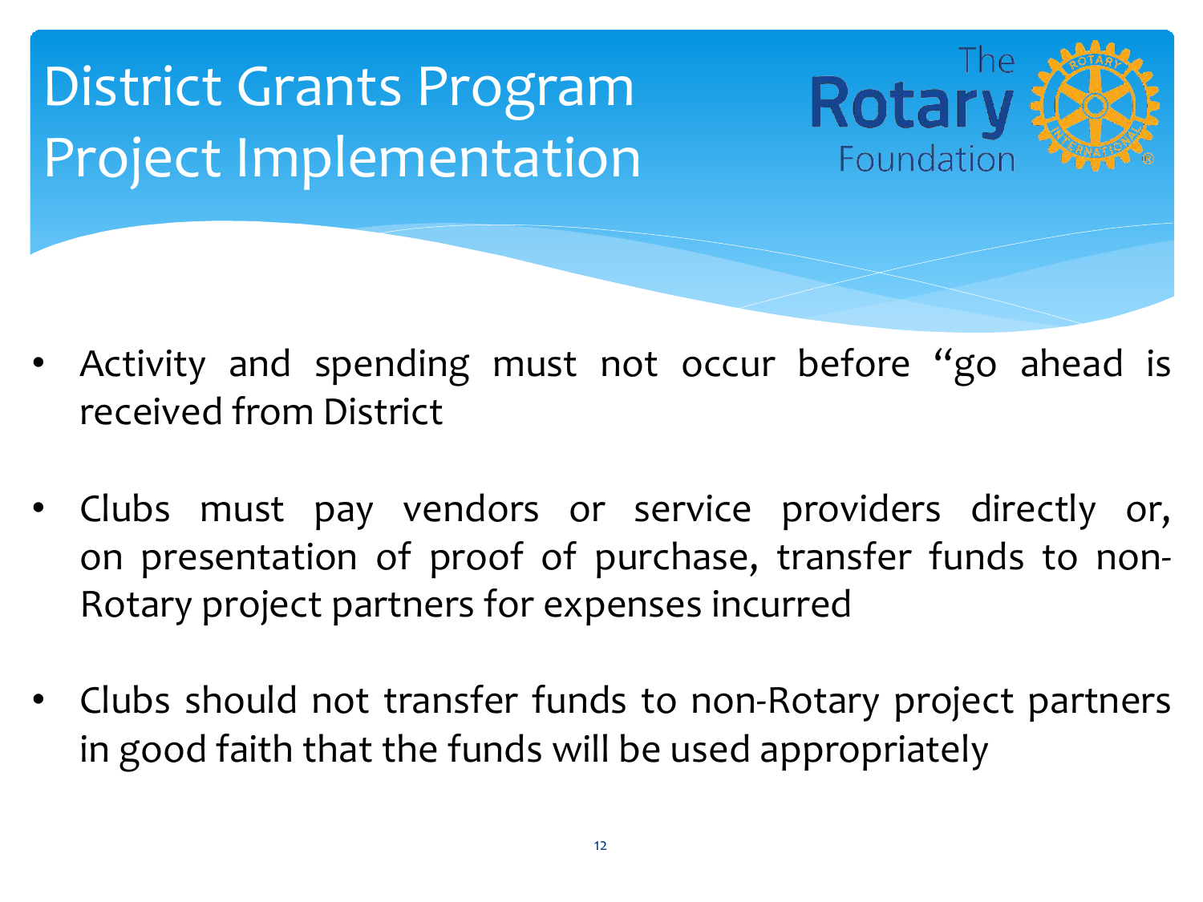# District Grants Program Project Implementation

- Activity and spending must not occur before “go ahead is received from District
- Clubs must pay vendors or service providers directly or, on presentation of proof of purchase, transfer funds to non-Rotary project partners for expenses incurred
- Clubs should not transfer funds to non-Rotary project partners in good faith that the funds will be used appropriately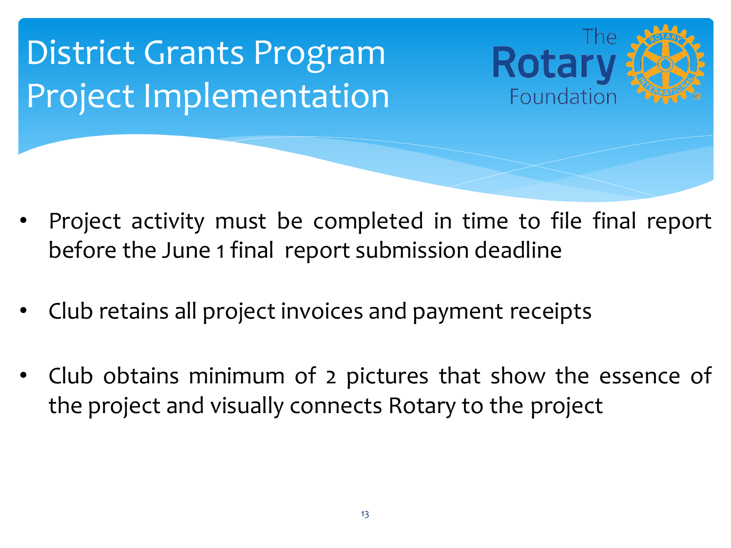# District Grants Program Project Implementation

- Project activity must be completed in time to file final report before the June 1 final report submission deadline
- Club retains all project invoices and payment receipts
- Club obtains minimum of 2 pictures that show the essence of the project and visually connects Rotary to the project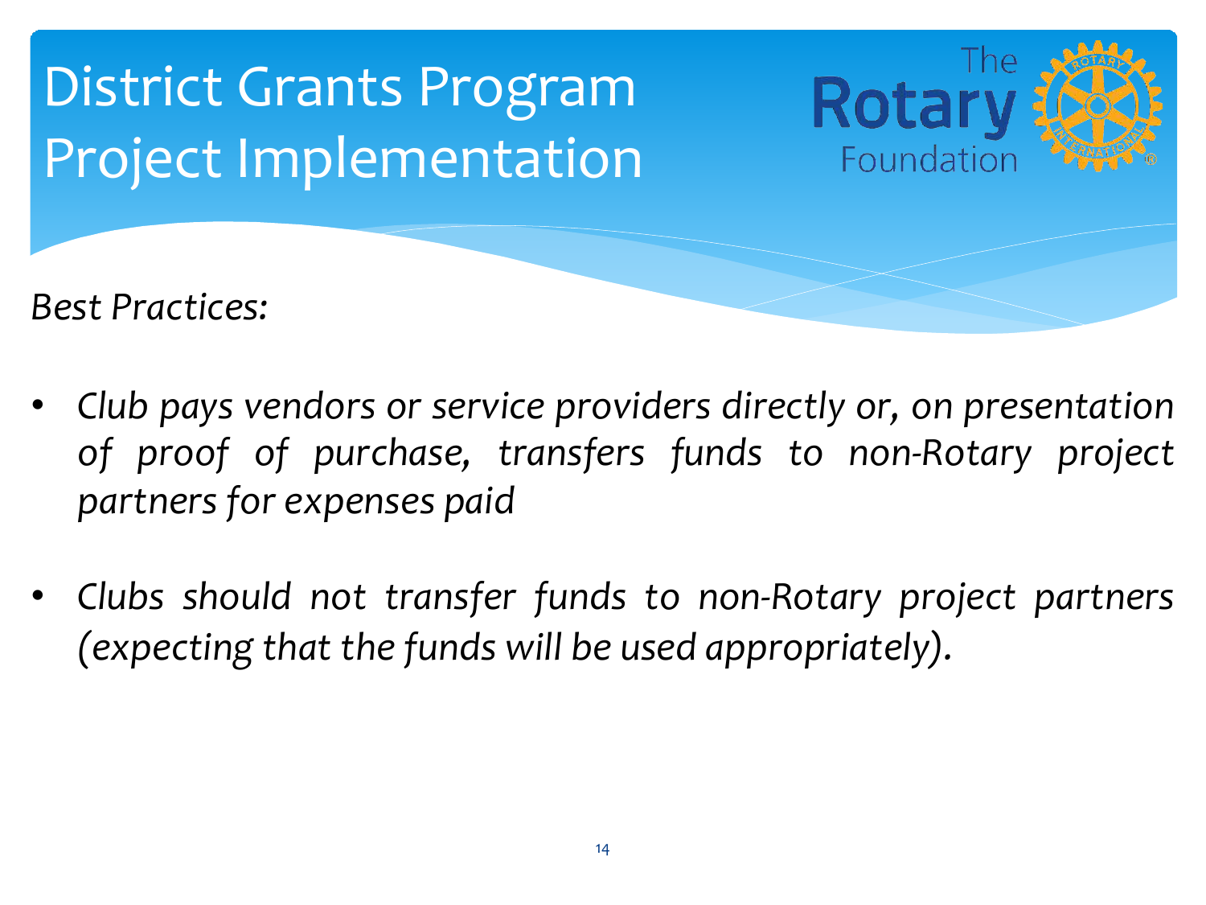# District Grants Program Project Implementation

*Best Practices:*

- *Club pays vendors or service providers directly or, on presentation of proof of purchase, transfers funds to non-Rotary project partners for expenses paid*
- *Clubs should not transfer funds to non-Rotary project partners (expecting that the funds will be used appropriately).*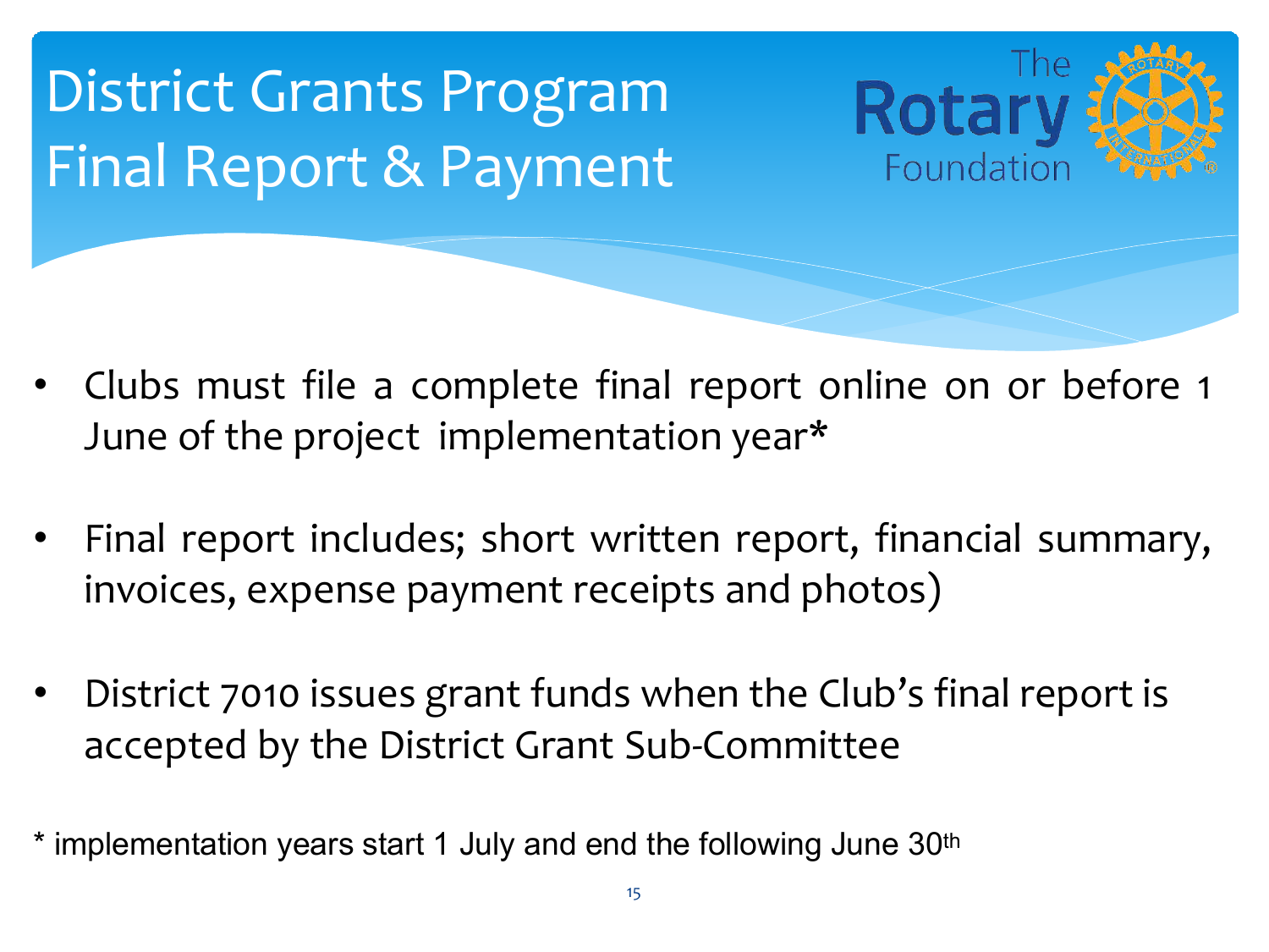# District Grants Program Final Report & Payment

- Clubs must file a complete final report online on or before 1 June of the project implementation year*
- Final report includes; short written report, financial summary, invoices, expense payment receipts and photos)
- District 7010 issues grant funds when the Club's final report is accepted by the District Grant Sub-Committee

* implementation years start 1 July and end the following June 30th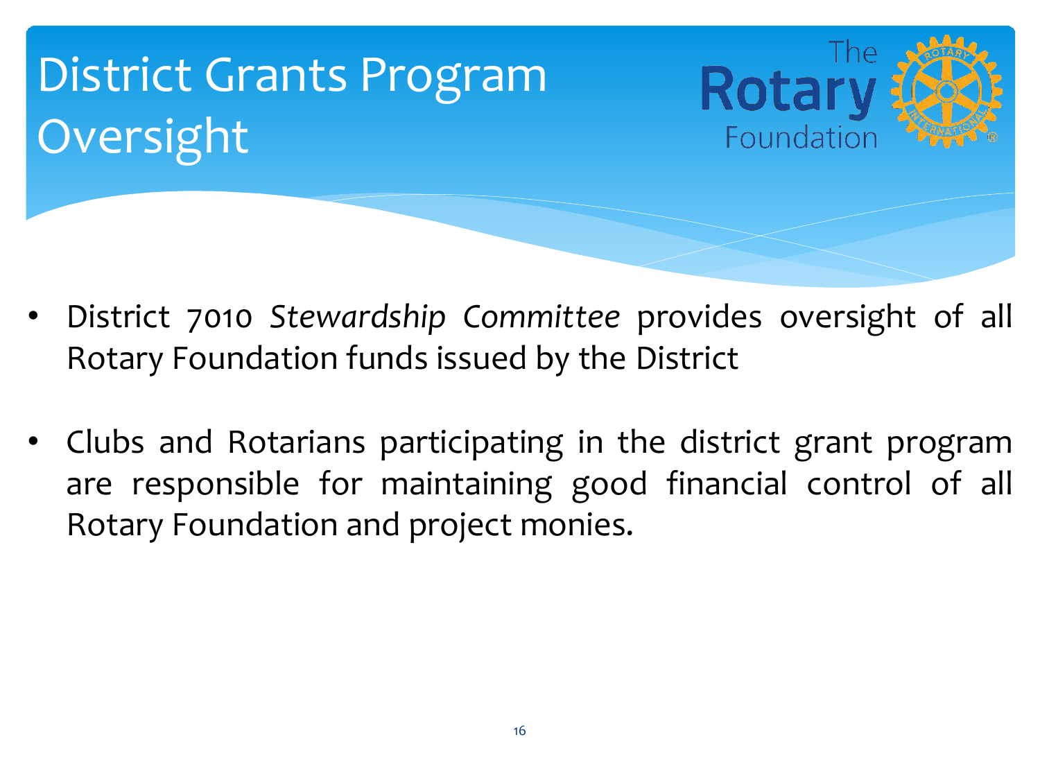# District Grants Program Oversight

- District 7010 *Stewardship Committee* provides oversight of all Rotary Foundation funds issued by the District

- Clubs and Rotarians participating in the district grant program are responsible for maintaining good financial control of all Rotary Foundation and project monies.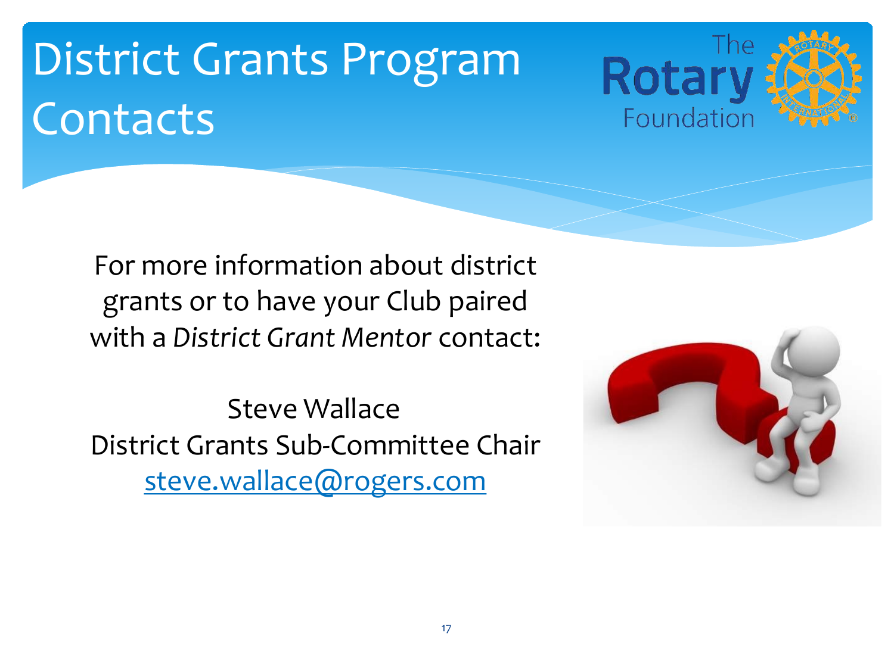# District Grants Program Contacts

For more information about district grants or to have your Club paired with a *District Grant Mentor* contact:

Steve Wallace
District Grants Sub-Committee Chair
steve.wallace@rogers.com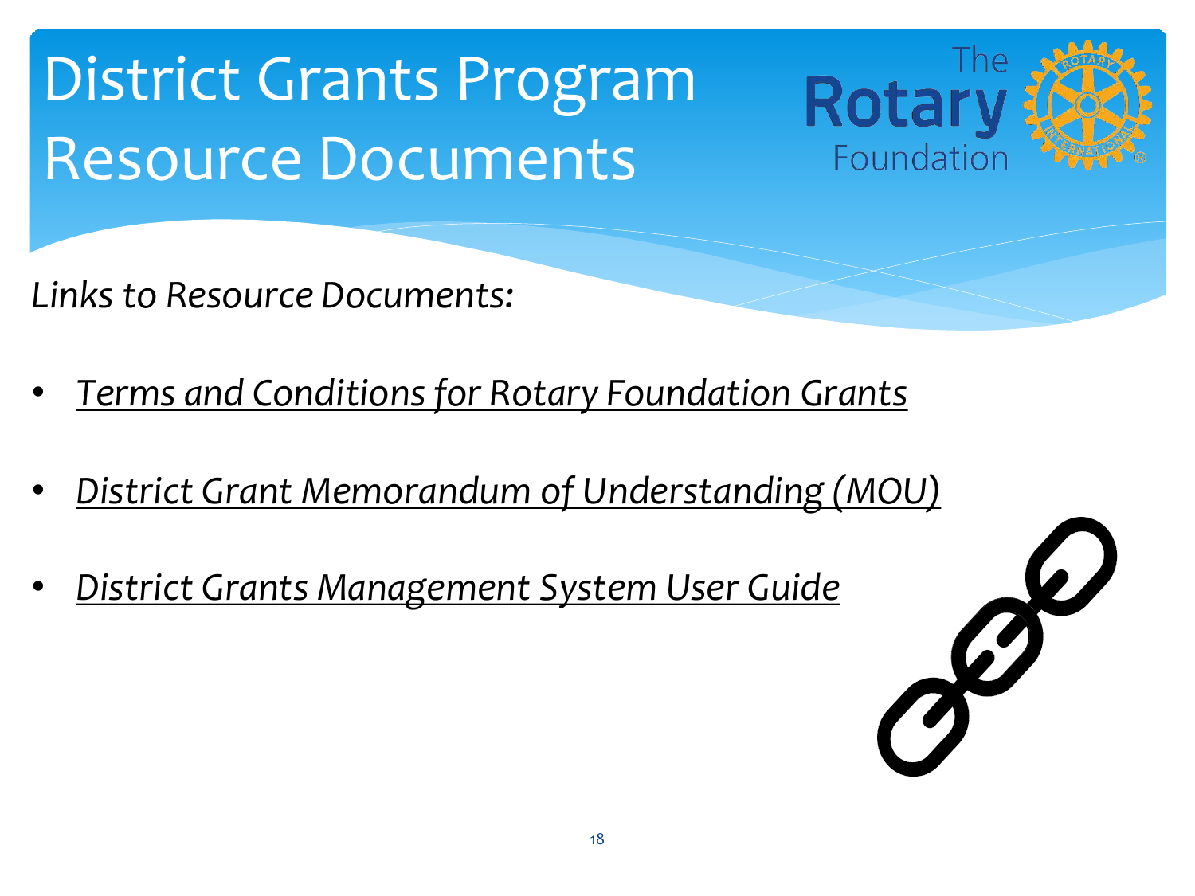# District Grants Program Resource Documents

*Links to Resource Documents:*

- *Terms and Conditions for Rotary Foundation Grants*
- *District Grant Memorandum of Understanding (MOU)*
- *District Grants Management System User Guide*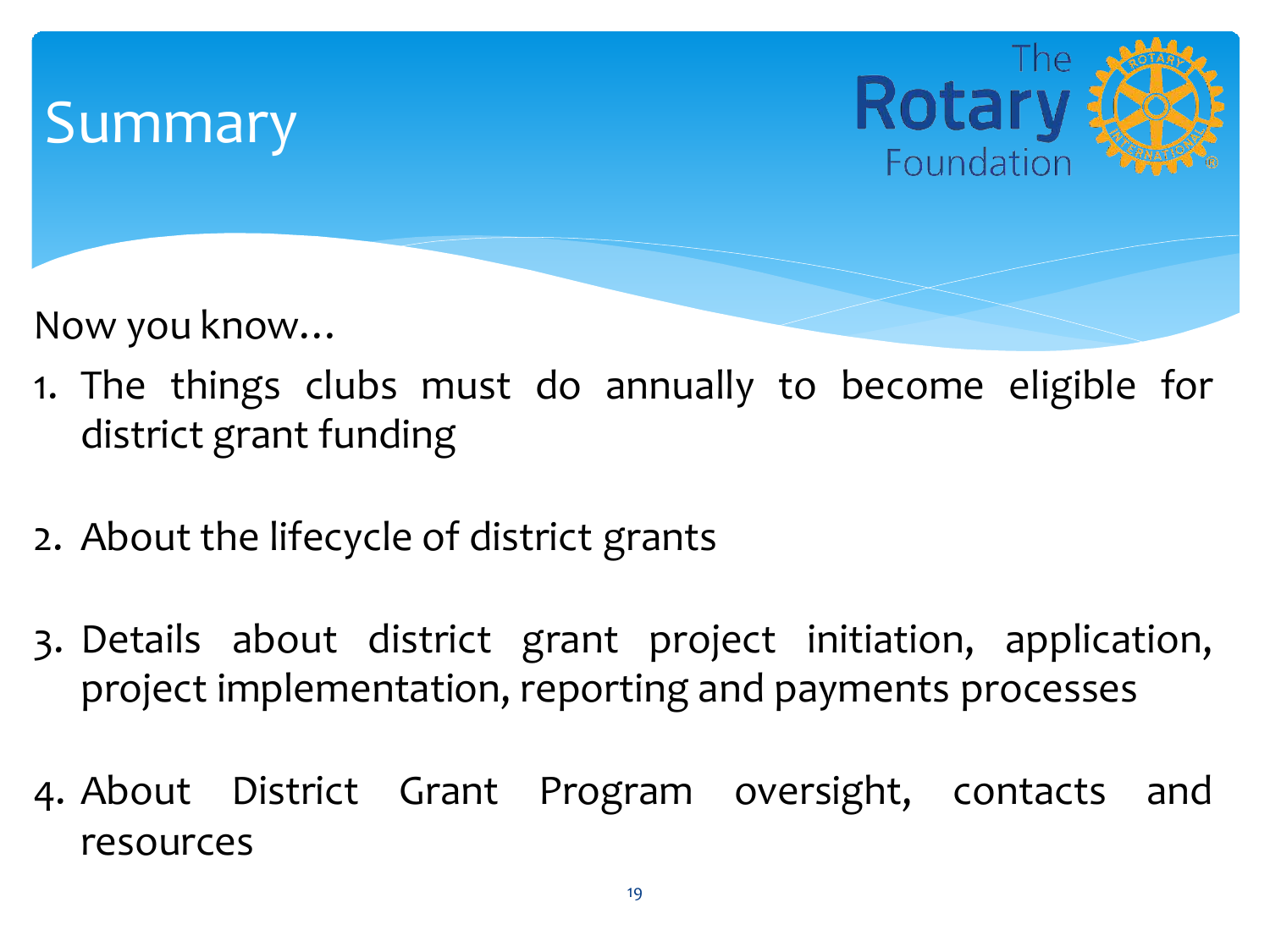# Summary

The Rotary Foundation

Now you know…

1. The things clubs must do annually to become eligible for district grant funding
2. About the lifecycle of district grants
3. Details about district grant project initiation, application, project implementation, reporting and payments processes
4. About District Grant Program oversight, contacts and resources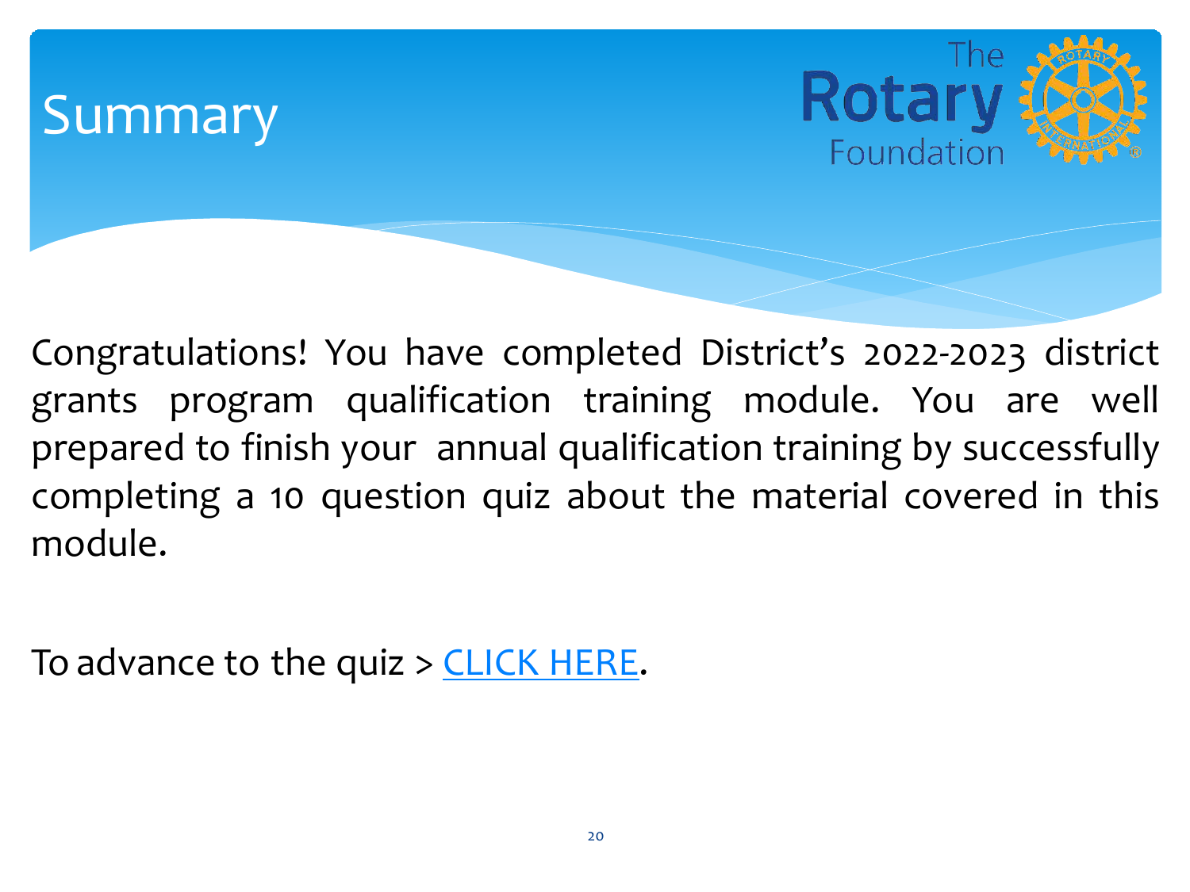# Summary

The Rotary Foundation

Congratulations! You have completed District's 2022-2023 district grants program qualification training module. You are well prepared to finish your annual qualification training by successfully completing a 10 question quiz about the material covered in this module.

To advance to the quiz > CLICK HERE.